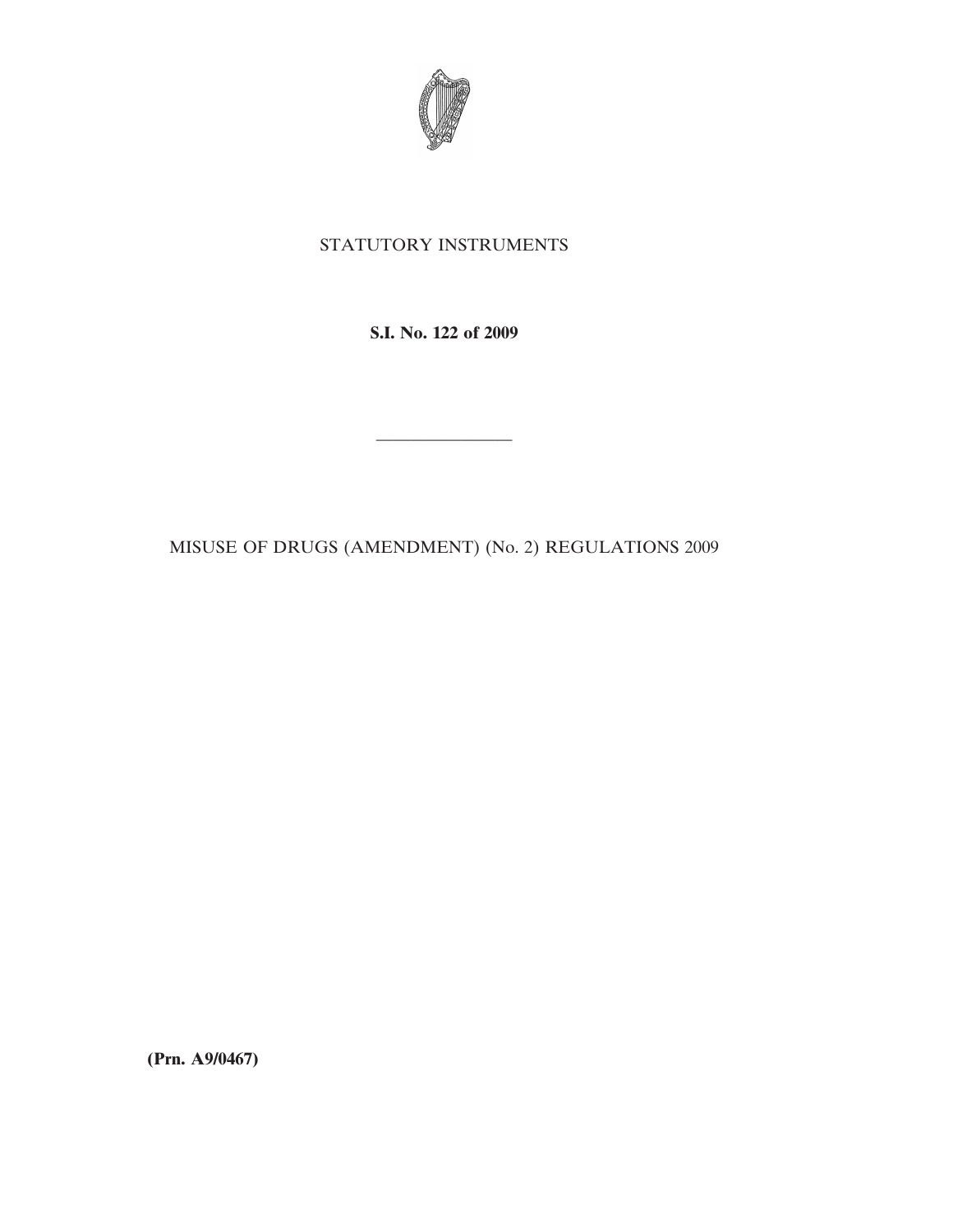STATUTORY INSTRUMENTS

**S.I. No. 122 of 2009**

---

MISUSE OF DRUGS (AMENDMENT) (No. 2) REGULATIONS 2009

**(Prn. A9/0467)**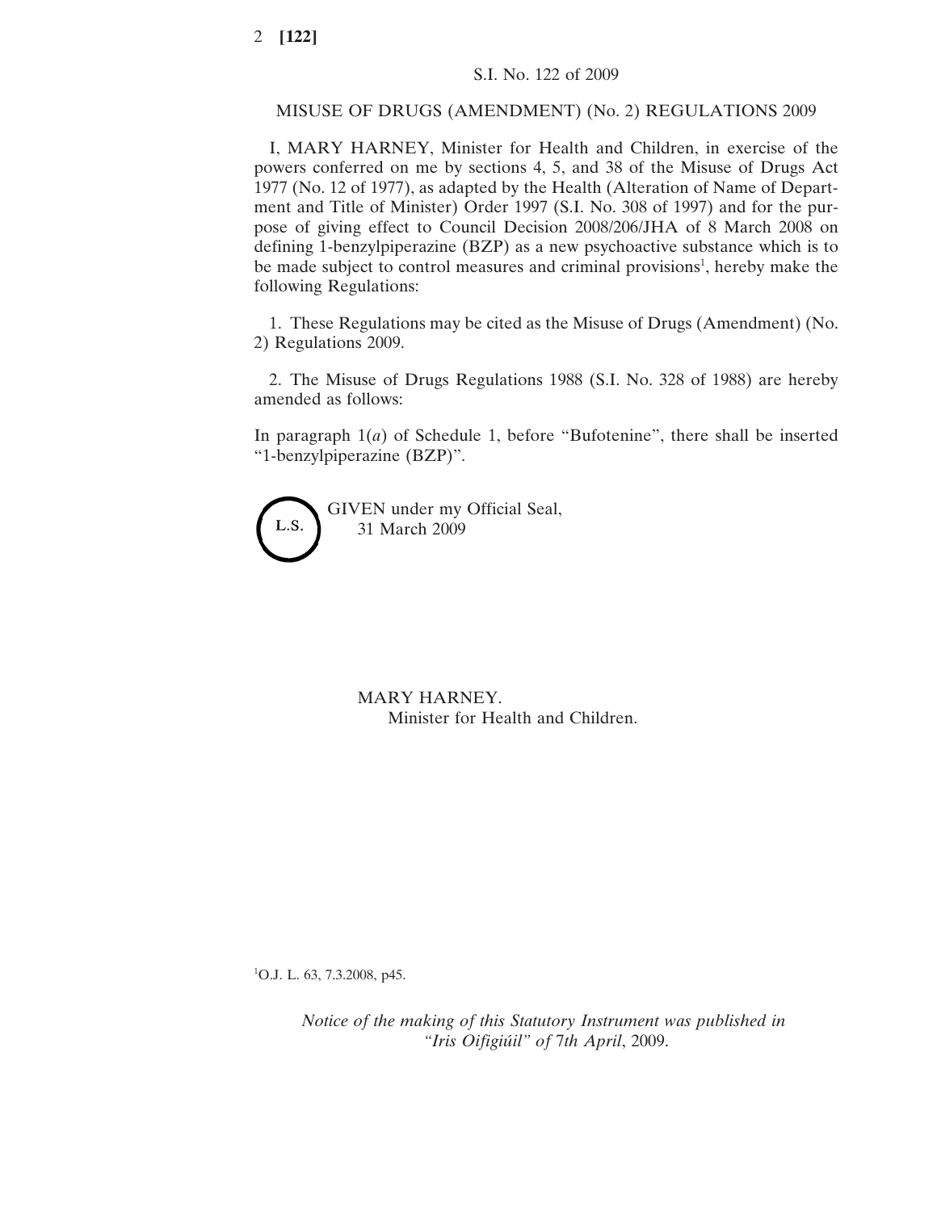S.I. No. 122 of 2009

MISUSE OF DRUGS (AMENDMENT) (No. 2) REGULATIONS 2009

I, MARY HARNEY, Minister for Health and Children, in exercise of the powers conferred on me by sections 4, 5, and 38 of the Misuse of Drugs Act 1977 (No. 12 of 1977), as adapted by the Health (Alteration of Name of Department and Title of Minister) Order 1997 (S.I. No. 308 of 1997) and for the purpose of giving effect to Council Decision 2008/206/JHA of 8 March 2008 on defining 1-benzylpiperazine (BZP) as a new psychoactive substance which is to be made subject to control measures and criminal provisions[1], hereby make the following Regulations:

1. These Regulations may be cited as the Misuse of Drugs (Amendment) (No. 2) Regulations 2009.

2. The Misuse of Drugs Regulations 1988 (S.I. No. 328 of 1988) are hereby amended as follows:

In paragraph 1(*a*) of Schedule 1, before "Bufotenine", there shall be inserted "1-benzylpiperazine (BZP)".

L.S.

GIVEN under my Official Seal,
31 March 2009

MARY HARNEY.
Minister for Health and Children.

[1]O.J. L. 63, 7.3.2008, p45.

*Notice of the making of this Statutory Instrument was published in "Iris Oifigiúil" of 7th April, 2009.*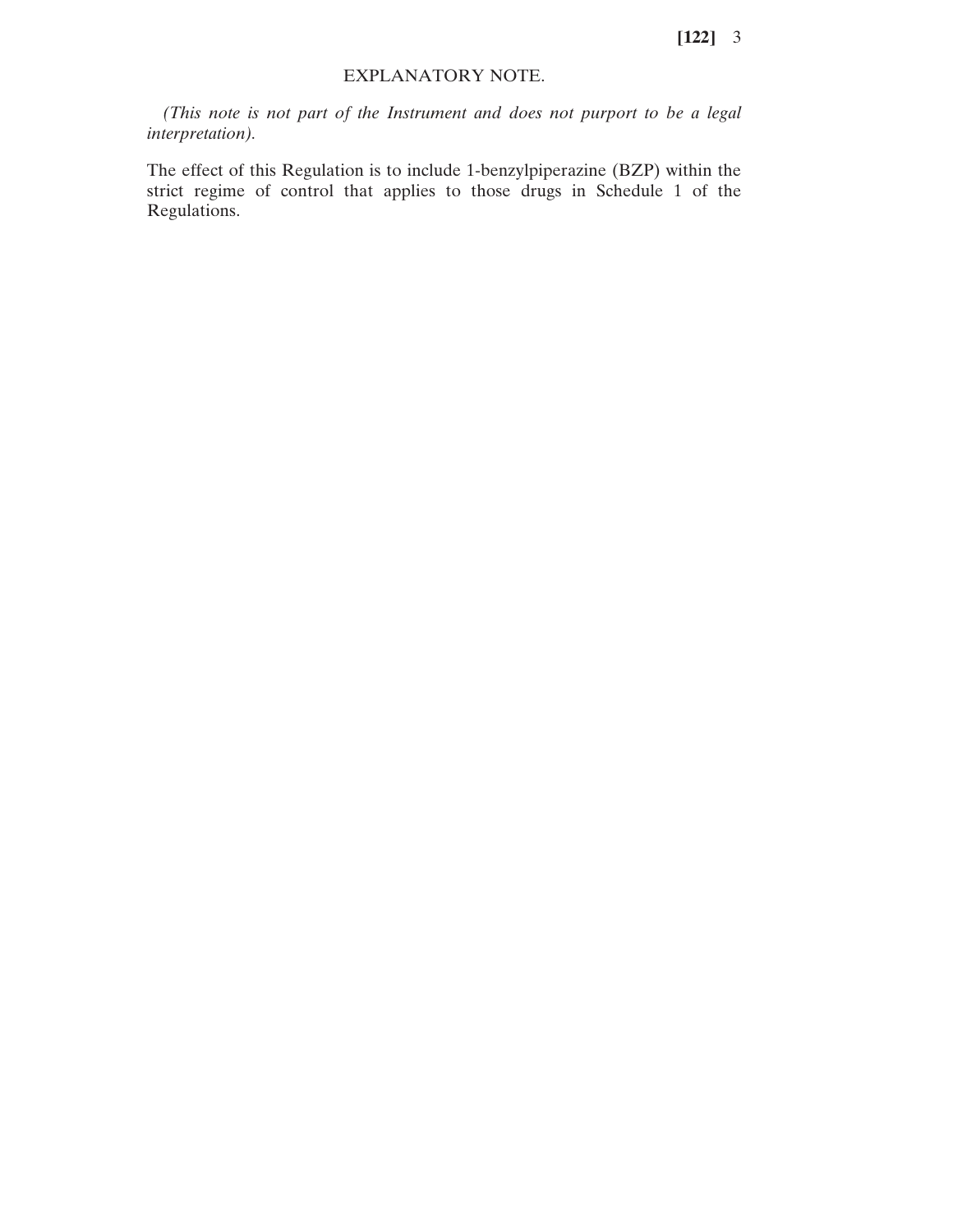## EXPLANATORY NOTE.

*(This note is not part of the Instrument and does not purport to be a legal interpretation).*

The effect of this Regulation is to include 1-benzylpiperazine (BZP) within the strict regime of control that applies to those drugs in Schedule 1 of the Regulations.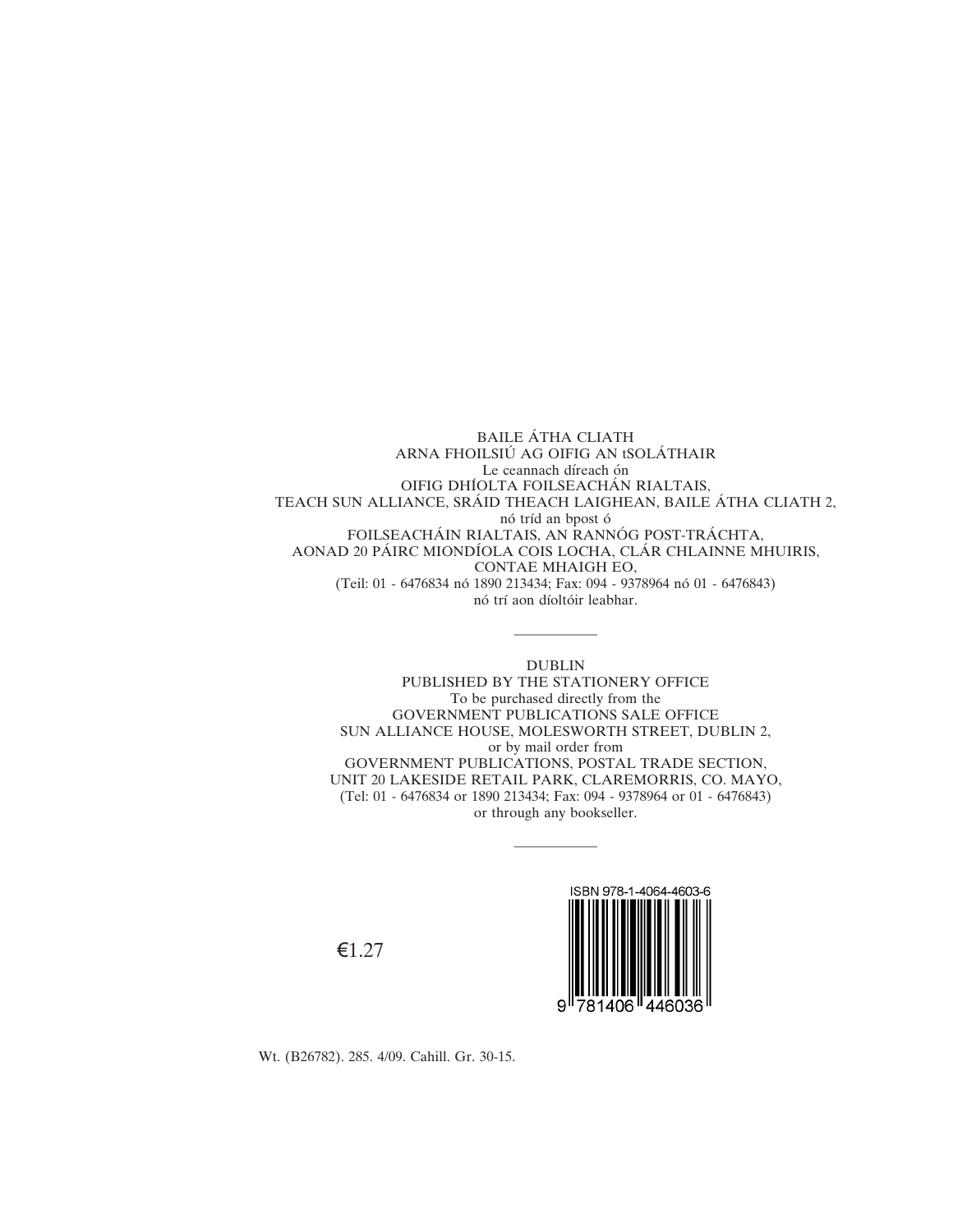BAILE ÁTHA CLIATH
ARNA FHOILSIÚ AG OIFIG AN tSOLÁTHAIR
Le ceannach díreach ón
OIFIG DHÍOLTA FOILSEACHÁN RIALTAIS,
TEACH SUN ALLIANCE, SRÁID THEACH LAIGHEAN, BAILE ÁTHA CLIATH 2,
nó tríd an bpost ó
FOILSEACHÁIN RIALTAIS, AN RANNÓG POST-TRÁCHTA,
AONAD 20 PÁIRC MIONDÍOLA COIS LOCHA, CLÁR CHLAINNE MHUIRIS,
CONTAE MHAIGH EO,
(Teil: 01 - 6476834 nó 1890 213434; Fax: 094 - 9378964 nó 01 - 6476843)
nó trí aon díoltóir leabhar.

---

DUBLIN
PUBLISHED BY THE STATIONERY OFFICE
To be purchased directly from the
GOVERNMENT PUBLICATIONS SALE OFFICE
SUN ALLIANCE HOUSE, MOLESWORTH STREET, DUBLIN 2,
or by mail order from
GOVERNMENT PUBLICATIONS, POSTAL TRADE SECTION,
UNIT 20 LAKESIDE RETAIL PARK, CLAREMORRIS, CO. MAYO,
(Tel: 01 - 6476834 or 1890 213434; Fax: 094 - 9378964 or 01 - 6476843)
or through any bookseller.

---

€1.27

ISBN 978-1-4064-4603-6

9 781406 446036

Wt. (B26782). 285. 4/09. Cahill. Gr. 30-15.